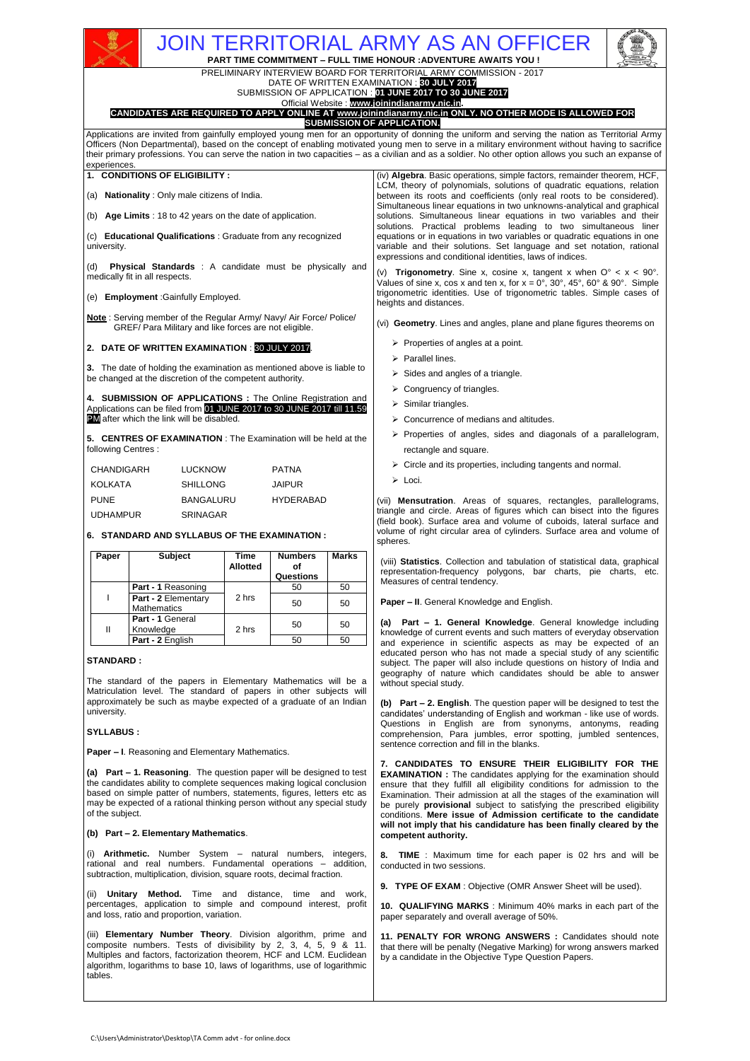# JOIN TERRITORIAL ARMY AS AN OFFICER

**PART TIME COMMITMENT – FULL TIME HONOUR :ADVENTURE AWAITS YOU !**

PRELIMINARY INTERVIEW BOARD FOR TERRITORIAL ARMY COMMISSION - 2017

DATE OF WRITTEN EXAMINATION : **30 JULY 2017**

SUBMISSION OF APPLICATION : **01 JUNE 2017 TO 30 JUNE 2017**

Official Website : **www.joinindianarmy.nic.in**.

**CANDIDATES ARE REQUIRED TO APPLY ONLINE AT www.joinindianarmy.nic.in ONLY. NO OTHER MODE IS ALLOWED FOR SUBMISSION OF APPLICATION.**

Applications are invited from gainfully employed young men for an opportunity of donning the uniform and serving the nation as Territorial Army Officers (Non Departmental), based on the concept of enabling motivated young men to serve in a military environment without having to sacrifice their primary professions. You can serve the nation in two capacities – as a civilian and as a soldier. No other option allows you such an expanse of experiences.

## 1. CONDITIONS OF ELIGIBILITY :

(a) **Nationality** : Only male citizens of India.

(b) **Age Limits** : 18 to 42 years on the date of application.

(c) **Educational Qualifications** : Graduate from any recognized university.

(d) **Physical Standards** : A candidate must be physically and medically fit in all respects.

(e) **Employment** :Gainfully Employed.

**Note** : Serving member of the Regular Army/ Navy/ Air Force/ Police/ GREF/ Para Military and like forces are not eligible.

## 2. DATE OF WRITTEN EXAMINATION : 30 JULY 2017.

**3.** The date of holding the examination as mentioned above is liable to be changed at the discretion of the competent authority.

**4. SUBMISSION OF APPLICATIONS :** The Online Registration and Applications can be filed from 01 JUNE 2017 to 30 JUNE 2017 till 11.59 PM after which the link will be disabled.

**5. CENTRES OF EXAMINATION** : The Examination will be held at the following Centres :

| | | |
|---|---|---|
| CHANDIGARH | LUCKNOW | PATNA |
| KOLKATA | SHILLONG | JAIPUR |
| PUNE | BANGALURU | HYDERABAD |
| UDHAMPUR | SRINAGAR | |

## 6. STANDARD AND SYLLABUS OF THE EXAMINATION :

| Paper | Subject | Time Allotted | Numbers of Questions | Marks |
|---|---|---|---|---|
| I | **Part - 1** Reasoning | 2 hrs | 50 | 50 |
| | **Part - 2** Elementary Mathematics | | 50 | 50 |
| II | **Part - 1** General Knowledge | 2 hrs | 50 | 50 |
| | **Part - 2** English | | 50 | 50 |

**STANDARD :**

The standard of the papers in Elementary Mathematics will be a Matriculation level. The standard of papers in other subjects will approximately be such as maybe expected of a graduate of an Indian university.

**SYLLABUS :**

**Paper – I**. Reasoning and Elementary Mathematics.

**(a) Part – 1. Reasoning**. The question paper will be designed to test the candidates ability to complete sequences making logical conclusion based on simple patter of numbers, statements, figures, letters etc as may be expected of a rational thinking person without any special study of the subject.

**(b) Part – 2. Elementary Mathematics**.

(i) **Arithmetic.** Number System – natural numbers, integers, rational and real numbers. Fundamental operations – addition, subtraction, multiplication, division, square roots, decimal fraction.

(ii) **Unitary Method.** Time and distance, time and work, percentages, application to simple and compound interest, profit and loss, ratio and proportion, variation.

(iii) **Elementary Number Theory**. Division algorithm, prime and composite numbers. Tests of divisibility by 2, 3, 4, 5, 9 & 11. Multiples and factors, factorization theorem, HCF and LCM. Euclidean algorithm, logarithms to base 10, laws of logarithms, use of logarithmic tables.

(iv) **Algebra**. Basic operations, simple factors, remainder theorem, HCF, LCM, theory of polynomials, solutions of quadratic equations, relation between its roots and coefficients (only real roots to be considered). Simultaneous linear equations in two unknowns-analytical and graphical solutions. Simultaneous linear equations in two variables and their solutions. Practical problems leading to two simultaneous liner equations or in equations in two variables or quadratic equations in one variable and their solutions. Set language and set notation, rational expressions and conditional identities, laws of indices.

(v) **Trigonometry**. Sine x, cosine x, tangent x when O° < x < 90°. Values of sine x, cos x and ten x, for x = 0°, 30°, 45°, 60° & 90°. Simple trigonometric identities. Use of trigonometric tables. Simple cases of heights and distances.

(vi) **Geometry**. Lines and angles, plane and plane figures theorems on

- Properties of angles at a point.
- Parallel lines.
- Sides and angles of a triangle.
- Congruency of triangles.
- Similar triangles.
- Concurrence of medians and altitudes.
- Properties of angles, sides and diagonals of a parallelogram, rectangle and square.
- Circle and its properties, including tangents and normal.
- Loci.

(vii) **Mensutration**. Areas of squares, rectangles, parallelograms, triangle and circle. Areas of figures which can bisect into the figures (field book). Surface area and volume of cuboids, lateral surface and volume of right circular area of cylinders. Surface area and volume of spheres.

(viii) **Statistics**. Collection and tabulation of statistical data, graphical representation-frequency polygons, bar charts, pie charts, etc. Measures of central tendency.

**Paper – II**. General Knowledge and English.

**(a) Part – 1. General Knowledge**. General knowledge including knowledge of current events and such matters of everyday observation and experience in scientific aspects as may be expected of an educated person who has not made a special study of any scientific subject. The paper will also include questions on history of India and geography of nature which candidates should be able to answer without special study.

**(b) Part – 2. English**. The question paper will be designed to test the candidates' understanding of English and workman - like use of words. Questions in English are from synonyms, antonyms, reading comprehension, Para jumbles, error spotting, jumbled sentences, sentence correction and fill in the blanks.

**7. CANDIDATES TO ENSURE THEIR ELIGIBILITY FOR THE EXAMINATION :** The candidates applying for the examination should ensure that they fulfill all eligibility conditions for admission to the Examination. Their admission at all the stages of the examination will be purely **provisional** subject to satisfying the prescribed eligibility conditions. **Mere issue of Admission certificate to the candidate will not imply that his candidature has been finally cleared by the competent authority.**

**8. TIME** : Maximum time for each paper is 02 hrs and will be conducted in two sessions.

**9. TYPE OF EXAM** : Objective (OMR Answer Sheet will be used).

**10. QUALIFYING MARKS** : Minimum 40% marks in each part of the paper separately and overall average of 50%.

**11. PENALTY FOR WRONG ANSWERS :** Candidates should note that there will be penalty (Negative Marking) for wrong answers marked by a candidate in the Objective Type Question Papers.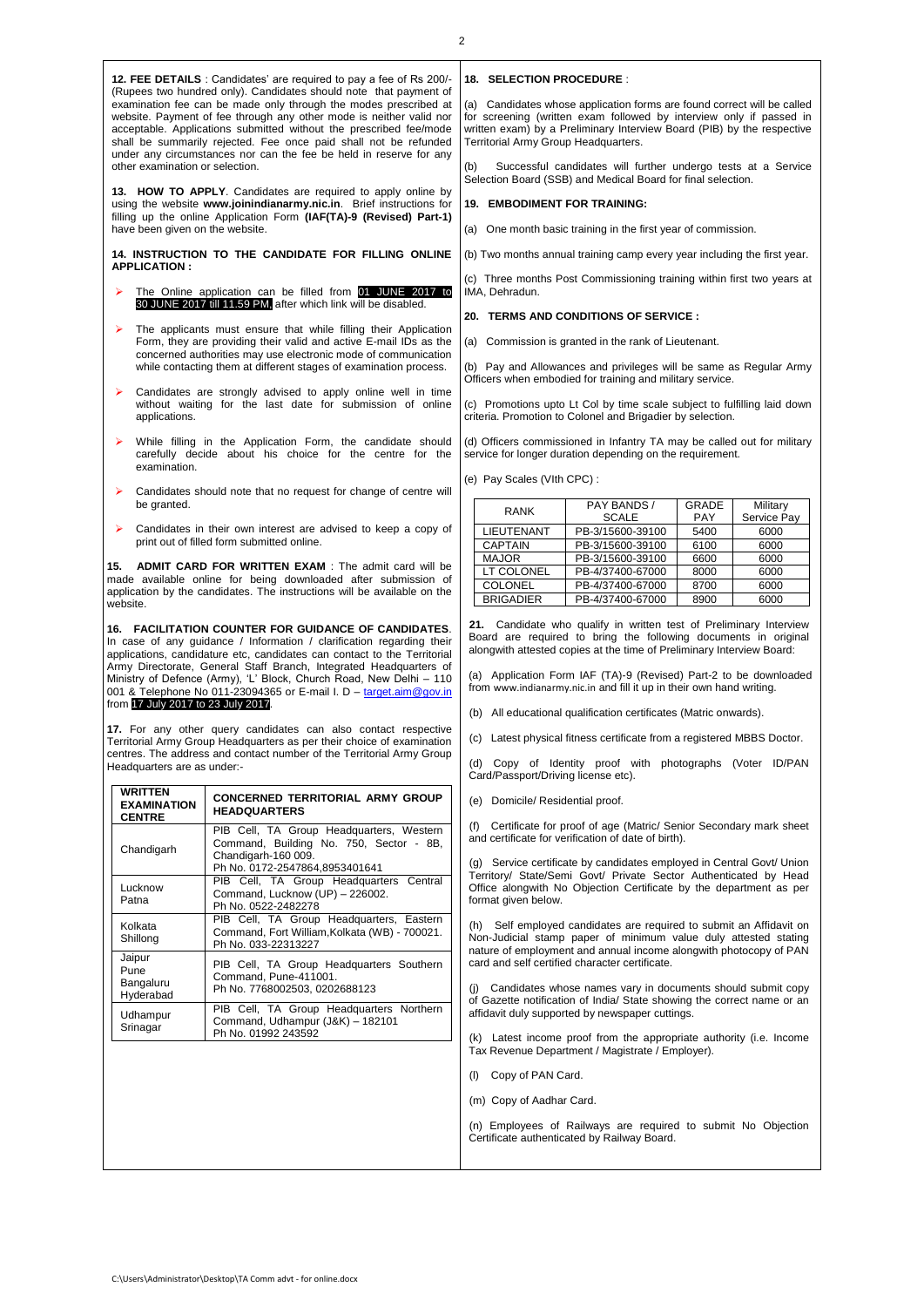**12. FEE DETAILS** : Candidates' are required to pay a fee of Rs 200/- (Rupees two hundred only). Candidates should note that payment of examination fee can be made only through the modes prescribed at website. Payment of fee through any other mode is neither valid nor acceptable. Applications submitted without the prescribed fee/mode shall be summarily rejected. Fee once paid shall not be refunded under any circumstances nor can the fee be held in reserve for any other examination or selection.

**13. HOW TO APPLY**. Candidates are required to apply online by using the website **www.joinindianarmy.nic.in**. Brief instructions for filling up the online Application Form **(IAF(TA)-9 (Revised) Part-1)** have been given on the website.

**14. INSTRUCTION TO THE CANDIDATE FOR FILLING ONLINE APPLICATION :**

- The Online application can be filled from 01 JUNE 2017 to 30 JUNE 2017 till 11.59 PM, after which link will be disabled.
- The applicants must ensure that while filling their Application Form, they are providing their valid and active E-mail IDs as the concerned authorities may use electronic mode of communication while contacting them at different stages of examination process.
- Candidates are strongly advised to apply online well in time without waiting for the last date for submission of online applications.
- While filling in the Application Form, the candidate should carefully decide about his choice for the centre for the examination.
- Candidates should note that no request for change of centre will be granted.
- Candidates in their own interest are advised to keep a copy of print out of filled form submitted online.

**15. ADMIT CARD FOR WRITTEN EXAM** : The admit card will be made available online for being downloaded after submission of application by the candidates. The instructions will be available on the website.

**16. FACILITATION COUNTER FOR GUIDANCE OF CANDIDATES**. In case of any guidance / Information / clarification regarding their applications, candidature etc, candidates can contact to the Territorial Army Directorate, General Staff Branch, Integrated Headquarters of Ministry of Defence (Army), 'L' Block, Church Road, New Delhi – 110 001 & Telephone No 011-23094365 or E-mail I. D – target.aim@gov.in from 17 July 2017 to 23 July 2017.

**17.** For any other query candidates can also contact respective Territorial Army Group Headquarters as per their choice of examination centres. The address and contact number of the Territorial Army Group Headquarters are as under:-

| WRITTEN EXAMINATION CENTRE | CONCERNED TERRITORIAL ARMY GROUP HEADQUARTERS |
|---|---|
| Chandigarh | PIB Cell, TA Group Headquarters, Western Command, Building No. 750, Sector - 8B, Chandigarh-160 009. Ph No. 0172-2547864,8953401641 |
| Lucknow Patna | PIB Cell, TA Group Headquarters Central Command, Lucknow (UP) – 226002. Ph No. 0522-2482278 |
| Kolkata Shillong | PIB Cell, TA Group Headquarters, Eastern Command, Fort William,Kolkata (WB) - 700021. Ph No. 033-22313227 |
| Jaipur Pune Bangaluru Hyderabad | PIB Cell, TA Group Headquarters Southern Command, Pune-411001. Ph No. 7768002503, 0202688123 |
| Udhampur Srinagar | PIB Cell, TA Group Headquarters Northern Command, Udhampur (J&K) – 182101 Ph No. 01992 243592 |

**18. SELECTION PROCEDURE** :

(a) Candidates whose application forms are found correct will be called for screening (written exam followed by interview only if passed in written exam) by a Preliminary Interview Board (PIB) by the respective Territorial Army Group Headquarters.

(b) Successful candidates will further undergo tests at a Service Selection Board (SSB) and Medical Board for final selection.

**19. EMBODIMENT FOR TRAINING:**

(a) One month basic training in the first year of commission.

(b) Two months annual training camp every year including the first year.

(c) Three months Post Commissioning training within first two years at IMA, Dehradun.

**20. TERMS AND CONDITIONS OF SERVICE :**

(a) Commission is granted in the rank of Lieutenant.

(b) Pay and Allowances and privileges will be same as Regular Army Officers when embodied for training and military service.

(c) Promotions upto Lt Col by time scale subject to fulfilling laid down criteria. Promotion to Colonel and Brigadier by selection.

(d) Officers commissioned in Infantry TA may be called out for military service for longer duration depending on the requirement.

(e) Pay Scales (VIth CPC) :

| RANK | PAY BANDS / SCALE | GRADE PAY | Military Service Pay |
|---|---|---|---|
| LIEUTENANT | PB-3/15600-39100 | 5400 | 6000 |
| CAPTAIN | PB-3/15600-39100 | 6100 | 6000 |
| MAJOR | PB-3/15600-39100 | 6600 | 6000 |
| LT COLONEL | PB-4/37400-67000 | 8000 | 6000 |
| COLONEL | PB-4/37400-67000 | 8700 | 6000 |
| BRIGADIER | PB-4/37400-67000 | 8900 | 6000 |

**21.** Candidate who qualify in written test of Preliminary Interview Board are required to bring the following documents in original alongwith attested copies at the time of Preliminary Interview Board:

(a) Application Form IAF (TA)-9 (Revised) Part-2 to be downloaded from www.indianarmy.nic.in and fill it up in their own hand writing.

(b) All educational qualification certificates (Matric onwards).

(c) Latest physical fitness certificate from a registered MBBS Doctor.

(d) Copy of Identity proof with photographs (Voter ID/PAN Card/Passport/Driving license etc).

(e) Domicile/ Residential proof.

(f) Certificate for proof of age (Matric/ Senior Secondary mark sheet and certificate for verification of date of birth).

(g) Service certificate by candidates employed in Central Govt/ Union Territory/ State/Semi Govt/ Private Sector Authenticated by Head Office alongwith No Objection Certificate by the department as per format given below.

(h) Self employed candidates are required to submit an Affidavit on Non-Judicial stamp paper of minimum value duly attested stating nature of employment and annual income alongwith photocopy of PAN card and self certified character certificate.

(j) Candidates whose names vary in documents should submit copy of Gazette notification of India/ State showing the correct name or an affidavit duly supported by newspaper cuttings.

(k) Latest income proof from the appropriate authority (i.e. Income Tax Revenue Department / Magistrate / Employer).

(l) Copy of PAN Card.

(m) Copy of Aadhar Card.

(n) Employees of Railways are required to submit No Objection Certificate authenticated by Railway Board.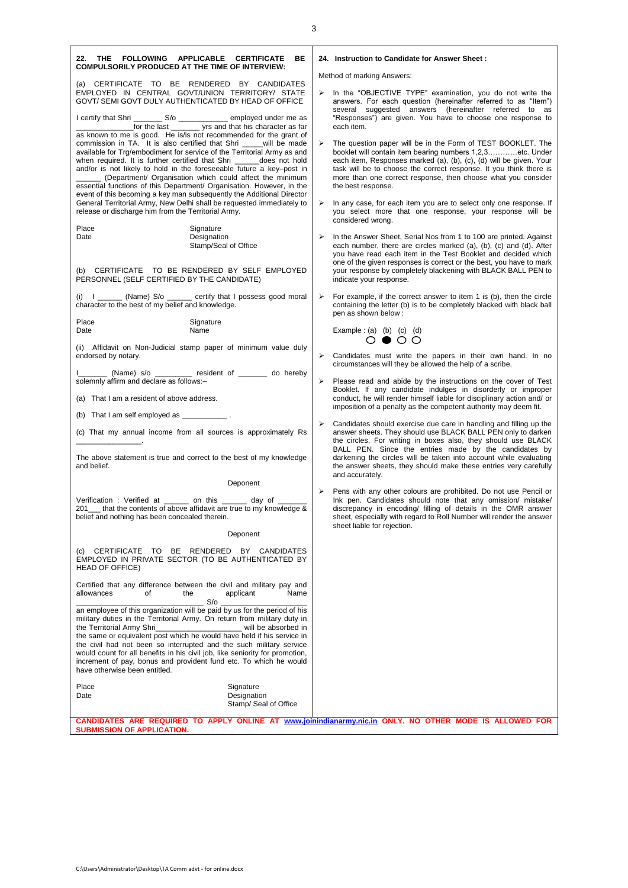## 22. THE FOLLOWING APPLICABLE CERTIFICATE BE COMPULSORILY PRODUCED AT THE TIME OF INTERVIEW:

(a) CERTIFICATE TO BE RENDERED BY CANDIDATES EMPLOYED IN CENTRAL GOVT/UNION TERRITORY/ STATE GOVT/ SEMI GOVT DULY AUTHENTICATED BY HEAD OF OFFICE

I certify that Shri _______ S/o ____________ employed under me as ______________for the last _______ yrs and that his character as far as known to me is good. He is/is not recommended for the grant of commission in TA. It is also certified that Shri _____will be made available for Trg/embodiment for service of the Territorial Army as and when required. It is further certified that Shri ______does not hold and/or is not likely to hold in the foreseeable future a key–post in ______ (Department/ Organisation which could affect the minimum essential functions of this Department/ Organisation. However, in the event of this becoming a key man subsequently the Additional Director General Territorial Army, New Delhi shall be requested immediately to release or discharge him from the Territorial Army.

Place  Signature
Date  Designation
Stamp/Seal of Office

(b) CERTIFICATE TO BE RENDERED BY SELF EMPLOYED PERSONNEL (SELF CERTIFIED BY THE CANDIDATE)

(i) I ______ (Name) S/o ______ certify that I possess good moral character to the best of my belief and knowledge.

Place  Signature
Date  Name

(ii) Affidavit on Non-Judicial stamp paper of minimum value duly endorsed by notary.

I_______ (Name) s/o _________ resident of _______ do hereby solemnly affirm and declare as follows:–

(a) That I am a resident of above address.

(b) That I am self employed as ___________ .

(c) That my annual income from all sources is approximately Rs ________________.

The above statement is true and correct to the best of my knowledge and belief.

Deponent

Verification : Verified at ______ on this ______ day of _______ 201___ that the contents of above affidavit are true to my knowledge & belief and nothing has been concealed therein.

Deponent

(c) CERTIFICATE TO BE RENDERED BY CANDIDATES EMPLOYED IN PRIVATE SECTOR (TO BE AUTHENTICATED BY HEAD OF OFFICE)

Certified that any difference between the civil and military pay and allowances of the applicant Name ______________________________ S/o ____________________ an employee of this organization will be paid by us for the period of his military duties in the Territorial Army. On return from military duty in the Territorial Army Shri____________________ will be absorbed in the same or equivalent post which he would have held if his service in the civil had not been so interrupted and the such military service would count for all benefits in his civil job, like seniority for promotion, increment of pay, bonus and provident fund etc. To which he would have otherwise been entitled.

Place  Signature
Date  Designation
Stamp/ Seal of Office

## 24. Instruction to Candidate for Answer Sheet :

Method of marking Answers:

- In the "OBJECTIVE TYPE" examination, you do not write the answers. For each question (hereinafter referred to as "Item") several suggested answers (hereinafter referred to as "Responses") are given. You have to choose one response to each item.
- The question paper will be in the Form of TEST BOOKLET. The booklet will contain item bearing numbers 1,2,3…………etc. Under each item, Responses marked (a), (b), (c), (d) will be given. Your task will be to choose the correct response. It you think there is more than one correct response, then choose what you consider the best response.
- In any case, for each item you are to select only one response. If you select more that one response, your response will be considered wrong.
- In the Answer Sheet, Serial Nos from 1 to 100 are printed. Against each number, there are circles marked (a), (b), (c) and (d). After you have read each item in the Test Booklet and decided which one of the given responses is correct or the best, you have to mark your response by completely blackening with BLACK BALL PEN to indicate your response.
- For example, if the correct answer to item 1 is (b), then the circle containing the letter (b) is to be completely blacked with black ball pen as shown below :

  Example : (a) (b) (c) (d)
  ○ ● ○ ○

- Candidates must write the papers in their own hand. In no circumstances will they be allowed the help of a scribe.
- Please read and abide by the instructions on the cover of Test Booklet. If any candidate indulges in disorderly or improper conduct, he will render himself liable for disciplinary action and/ or imposition of a penalty as the competent authority may deem fit.
- Candidates should exercise due care in handling and filling up the answer sheets. They should use BLACK BALL PEN only to darken the circles, For writing in boxes also, they should use BLACK BALL PEN. Since the entries made by the candidates by darkening the circles will be taken into account while evaluating the answer sheets, they should make these entries very carefully and accurately.
- Pens with any other colours are prohibited. Do not use Pencil or Ink pen. Candidates should note that any omission/ mistake/ discrepancy in encoding/ filling of details in the OMR answer sheet, especially with regard to Roll Number will render the answer sheet liable for rejection.

**CANDIDATES ARE REQUIRED TO APPLY ONLINE AT www.joinindianarmy.nic.in ONLY. NO OTHER MODE IS ALLOWED FOR SUBMISSION OF APPLICATION.**